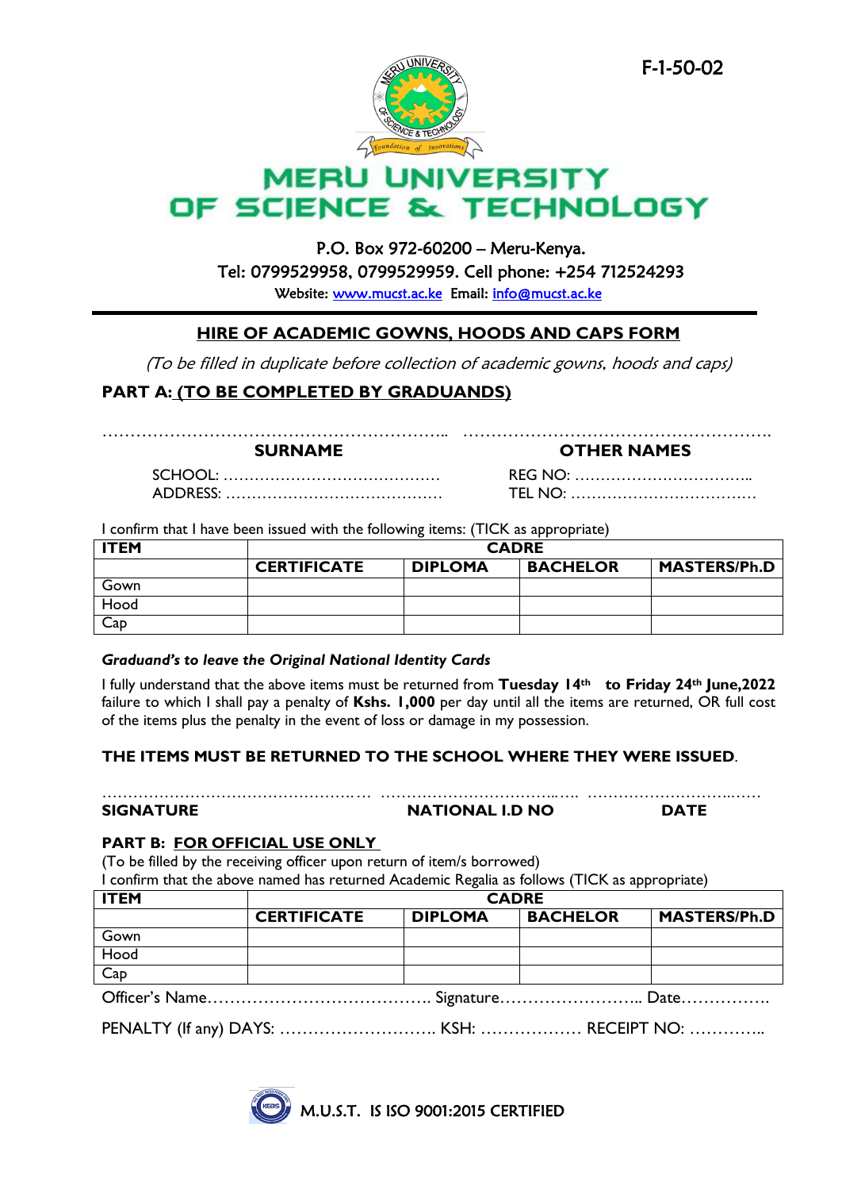F-1-50-02

# MERU UNIVERSITY OF SCIENCE & TECHNOLOGY

P.O. Box 972-60200 – Meru-Kenya.
Tel: 0799529958, 0799529959. Cell phone: +254 712524293
**Website:** www.mucst.ac.ke **Email:** info@mucst.ac.ke

## HIRE OF ACADEMIC GOWNS, HOODS AND CAPS FORM

*(To be filled in duplicate before collection of academic gowns, hoods and caps)*

### PART A: (TO BE COMPLETED BY GRADUANDS)

……………………………………………………….. ……………………………………………….
**SURNAME** **OTHER NAMES**

SCHOOL: …………………………………… REG NO: ……………………………..
ADDRESS: …………………………………… TEL NO: ………………………………

I confirm that I have been issued with the following items: (TICK as appropriate)

| ITEM | CADRE | | | |
|---|---|---|---|---|
| | **CERTIFICATE** | **DIPLOMA** | **BACHELOR** | **MASTERS/Ph.D** |
| Gown | | | | |
| Hood | | | | |
| Cap | | | | |

***Graduand's to leave the Original National Identity Cards***

I fully understand that the above items must be returned from **Tuesday 14th to Friday 24th June,2022** failure to which I shall pay a penalty of **Kshs. 1,000** per day until all the items are returned, OR full cost of the items plus the penalty in the event of loss or damage in my possession.

**THE ITEMS MUST BE RETURNED TO THE SCHOOL WHERE THEY WERE ISSUED**.

…………………………………………… ……………………………..…. …………………………..….
**SIGNATURE** **NATIONAL I.D NO** **DATE**

### PART B: FOR OFFICIAL USE ONLY

(To be filled by the receiving officer upon return of item/s borrowed)
I confirm that the above named has returned Academic Regalia as follows (TICK as appropriate)

| ITEM | CADRE | | | |
|---|---|---|---|---|
| | **CERTIFICATE** | **DIPLOMA** | **BACHELOR** | **MASTERS/Ph.D** |
| Gown | | | | |
| Hood | | | | |
| Cap | | | | |

Officer's Name………………………………… Signature…………………….. Date…………….

PENALTY (If any) DAYS: ………………………. KSH: ……………… RECEIPT NO: …………..

M.U.S.T. IS ISO 9001:2015 CERTIFIED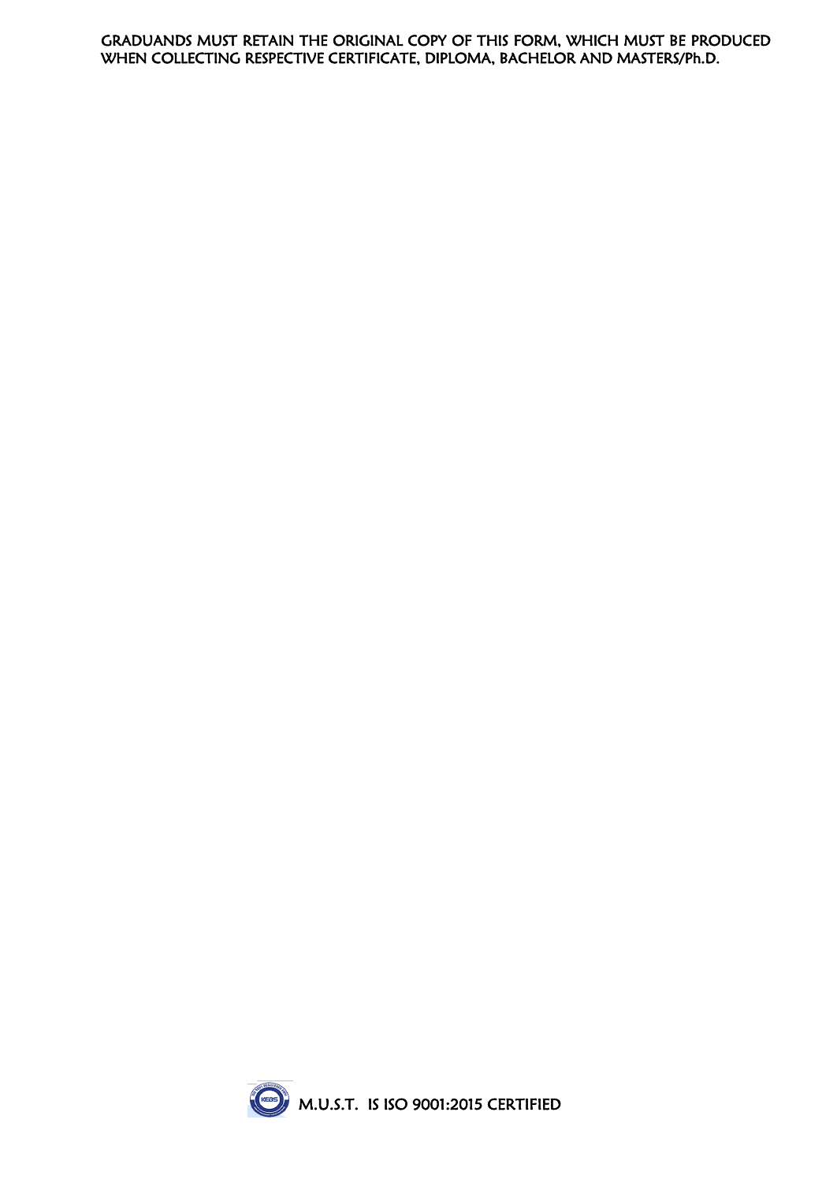GRADUANDS MUST RETAIN THE ORIGINAL COPY OF THIS FORM, WHICH MUST BE PRODUCED WHEN COLLECTING RESPECTIVE CERTIFICATE, DIPLOMA, BACHELOR AND MASTERS/Ph.D.

M.U.S.T. IS ISO 9001:2015 CERTIFIED